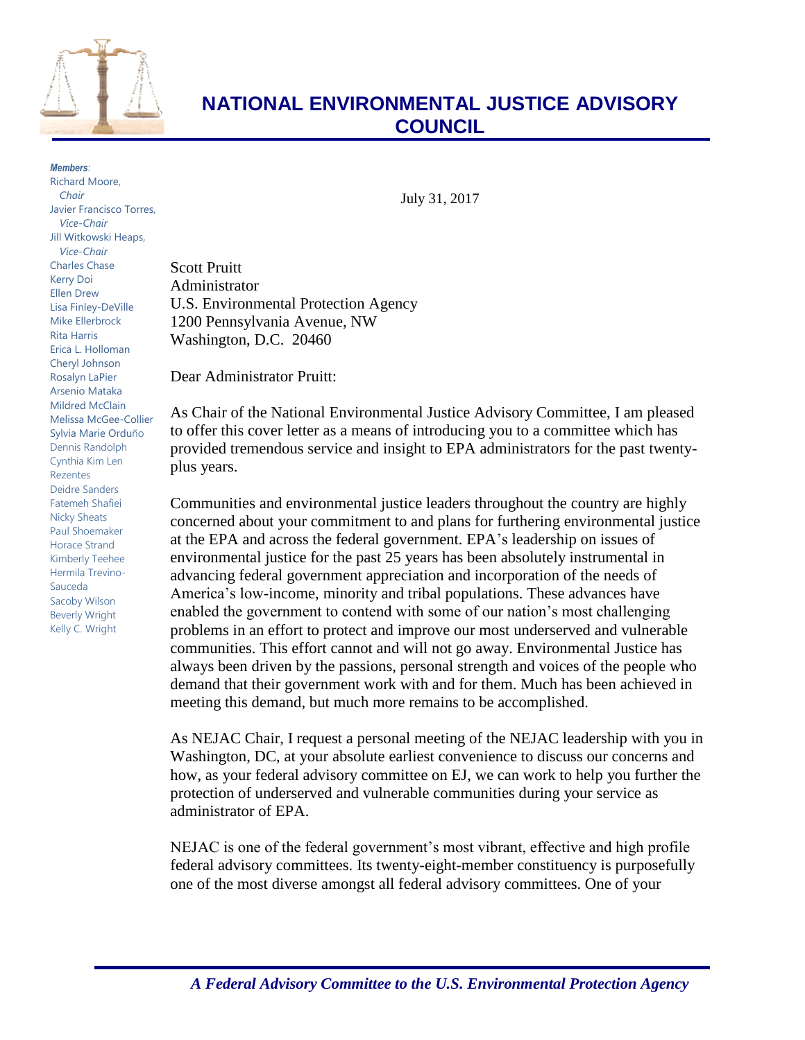# NATIONAL ENVIRONMENTAL JUSTICE ADVISORY COUNCIL

***Members:***
Richard Moore, *Chair*
Javier Francisco Torres, *Vice-Chair*
Jill Witkowski Heaps, *Vice-Chair*
Charles Chase
Kerry Doi
Ellen Drew
Lisa Finley-DeVille
Mike Ellerbrock
Rita Harris
Erica L. Holloman
Cheryl Johnson
Rosalyn LaPier
Arsenio Mataka
Mildred McClain
Melissa McGee-Collier
Sylvia Marie Orduño
Dennis Randolph
Cynthia Kim Len Rezentes
Deidre Sanders
Fatemeh Shafiei
Nicky Sheats
Paul Shoemaker
Horace Strand
Kimberly Teehee
Hermila Trevino-Sauceda
Sacoby Wilson
Beverly Wright
Kelly C. Wright

July 31, 2017

Scott Pruitt
Administrator
U.S. Environmental Protection Agency
1200 Pennsylvania Avenue, NW
Washington, D.C. 20460

Dear Administrator Pruitt:

As Chair of the National Environmental Justice Advisory Committee, I am pleased to offer this cover letter as a means of introducing you to a committee which has provided tremendous service and insight to EPA administrators for the past twenty-plus years.

Communities and environmental justice leaders throughout the country are highly concerned about your commitment to and plans for furthering environmental justice at the EPA and across the federal government. EPA's leadership on issues of environmental justice for the past 25 years has been absolutely instrumental in advancing federal government appreciation and incorporation of the needs of America's low-income, minority and tribal populations. These advances have enabled the government to contend with some of our nation's most challenging problems in an effort to protect and improve our most underserved and vulnerable communities. This effort cannot and will not go away. Environmental Justice has always been driven by the passions, personal strength and voices of the people who demand that their government work with and for them. Much has been achieved in meeting this demand, but much more remains to be accomplished.

As NEJAC Chair, I request a personal meeting of the NEJAC leadership with you in Washington, DC, at your absolute earliest convenience to discuss our concerns and how, as your federal advisory committee on EJ, we can work to help you further the protection of underserved and vulnerable communities during your service as administrator of EPA.

NEJAC is one of the federal government's most vibrant, effective and high profile federal advisory committees. Its twenty-eight-member constituency is purposefully one of the most diverse amongst all federal advisory committees. One of your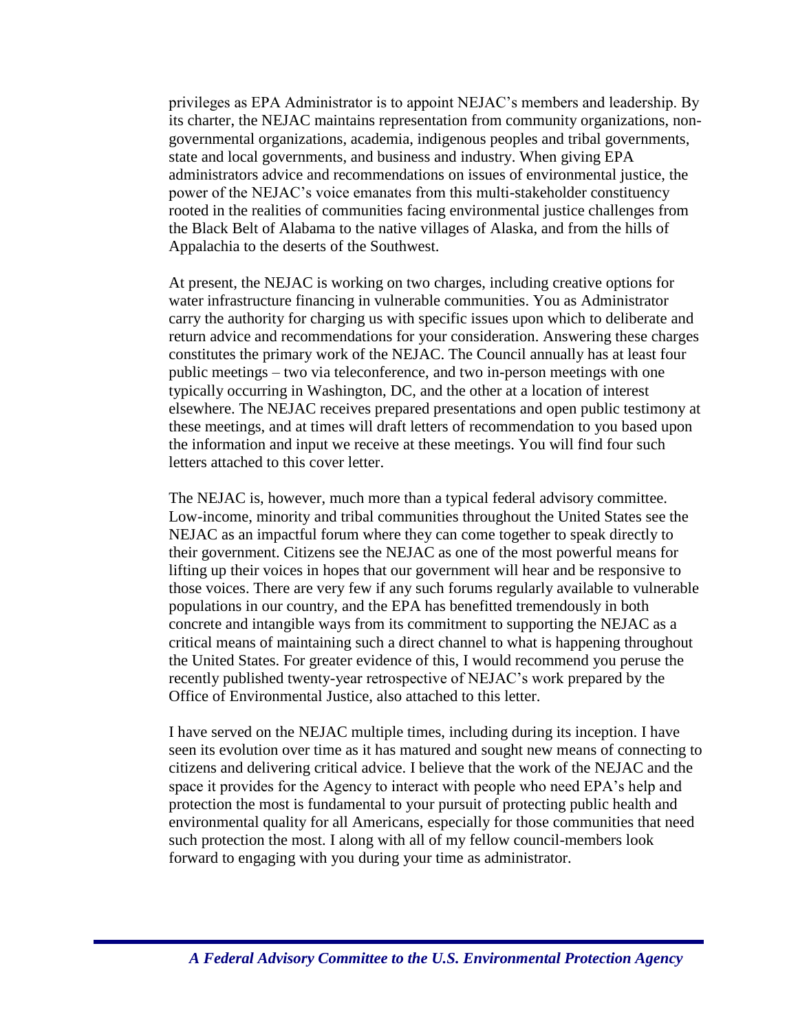privileges as EPA Administrator is to appoint NEJAC's members and leadership. By its charter, the NEJAC maintains representation from community organizations, non-governmental organizations, academia, indigenous peoples and tribal governments, state and local governments, and business and industry. When giving EPA administrators advice and recommendations on issues of environmental justice, the power of the NEJAC's voice emanates from this multi-stakeholder constituency rooted in the realities of communities facing environmental justice challenges from the Black Belt of Alabama to the native villages of Alaska, and from the hills of Appalachia to the deserts of the Southwest.

At present, the NEJAC is working on two charges, including creative options for water infrastructure financing in vulnerable communities. You as Administrator carry the authority for charging us with specific issues upon which to deliberate and return advice and recommendations for your consideration. Answering these charges constitutes the primary work of the NEJAC. The Council annually has at least four public meetings – two via teleconference, and two in-person meetings with one typically occurring in Washington, DC, and the other at a location of interest elsewhere. The NEJAC receives prepared presentations and open public testimony at these meetings, and at times will draft letters of recommendation to you based upon the information and input we receive at these meetings. You will find four such letters attached to this cover letter.

The NEJAC is, however, much more than a typical federal advisory committee. Low-income, minority and tribal communities throughout the United States see the NEJAC as an impactful forum where they can come together to speak directly to their government. Citizens see the NEJAC as one of the most powerful means for lifting up their voices in hopes that our government will hear and be responsive to those voices. There are very few if any such forums regularly available to vulnerable populations in our country, and the EPA has benefitted tremendously in both concrete and intangible ways from its commitment to supporting the NEJAC as a critical means of maintaining such a direct channel to what is happening throughout the United States. For greater evidence of this, I would recommend you peruse the recently published twenty-year retrospective of NEJAC's work prepared by the Office of Environmental Justice, also attached to this letter.

I have served on the NEJAC multiple times, including during its inception. I have seen its evolution over time as it has matured and sought new means of connecting to citizens and delivering critical advice. I believe that the work of the NEJAC and the space it provides for the Agency to interact with people who need EPA's help and protection the most is fundamental to your pursuit of protecting public health and environmental quality for all Americans, especially for those communities that need such protection the most. I along with all of my fellow council-members look forward to engaging with you during your time as administrator.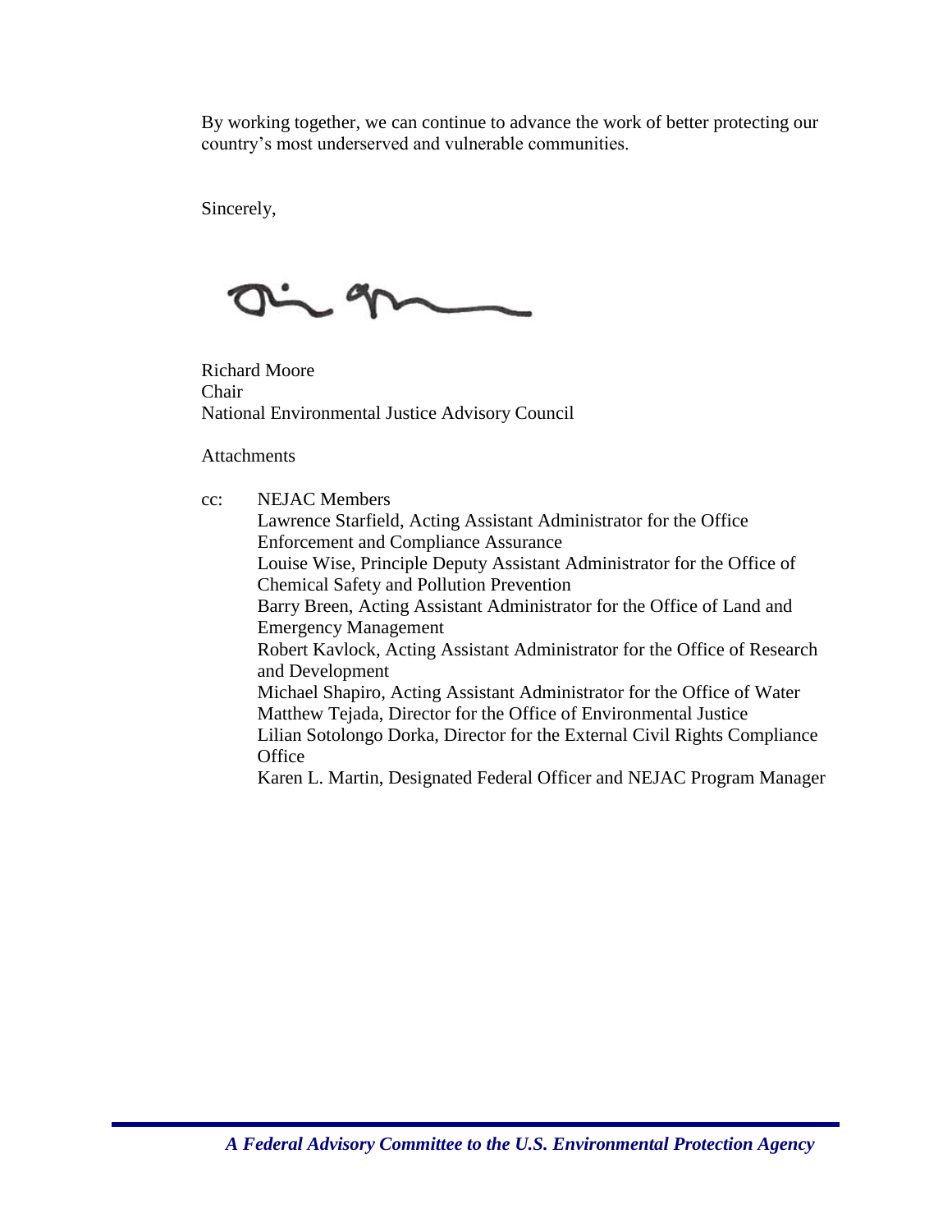By working together, we can continue to advance the work of better protecting our country's most underserved and vulnerable communities.

Sincerely,

Richard Moore
Chair
National Environmental Justice Advisory Council

Attachments

cc: NEJAC Members
Lawrence Starfield, Acting Assistant Administrator for the Office Enforcement and Compliance Assurance
Louise Wise, Principle Deputy Assistant Administrator for the Office of Chemical Safety and Pollution Prevention
Barry Breen, Acting Assistant Administrator for the Office of Land and Emergency Management
Robert Kavlock, Acting Assistant Administrator for the Office of Research and Development
Michael Shapiro, Acting Assistant Administrator for the Office of Water
Matthew Tejada, Director for the Office of Environmental Justice
Lilian Sotolongo Dorka, Director for the External Civil Rights Compliance Office
Karen L. Martin, Designated Federal Officer and NEJAC Program Manager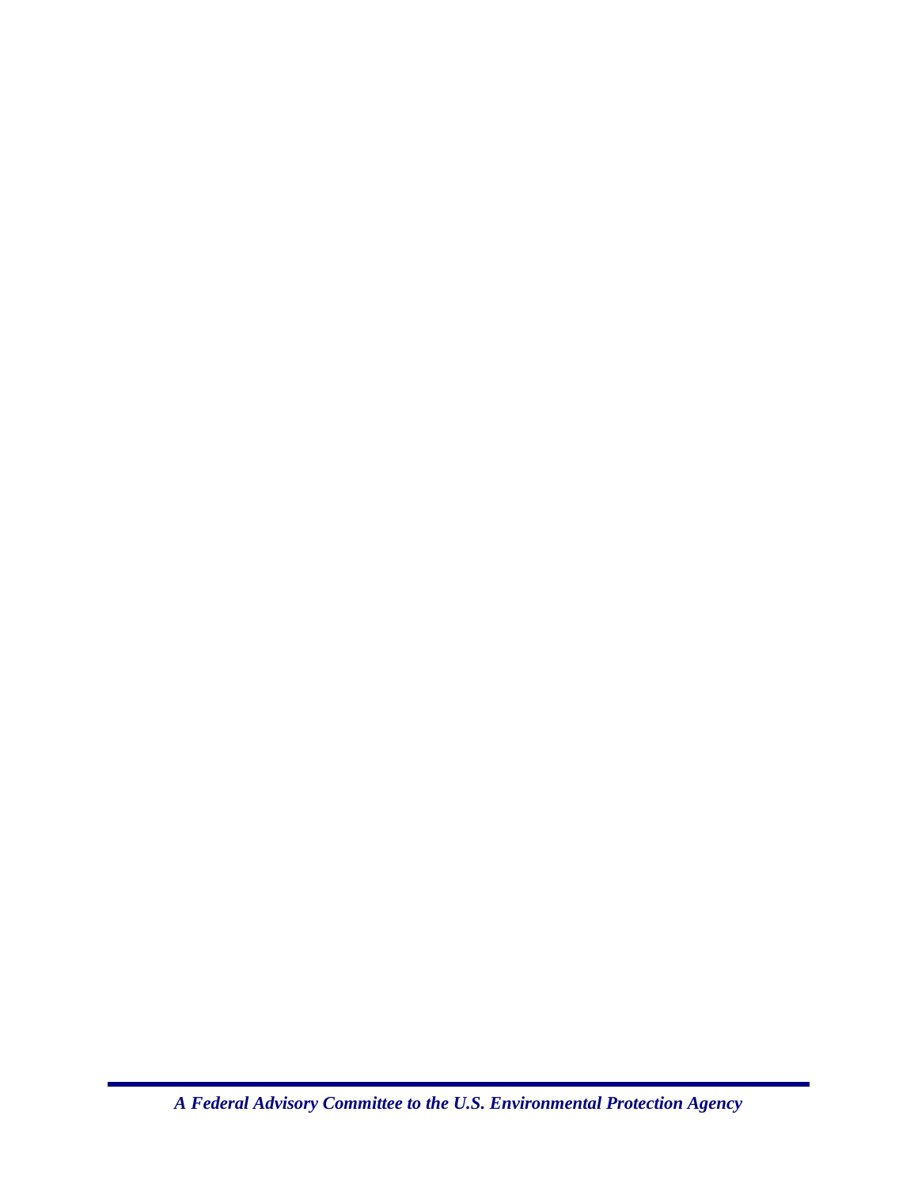*A Federal Advisory Committee to the U.S. Environmental Protection Agency*